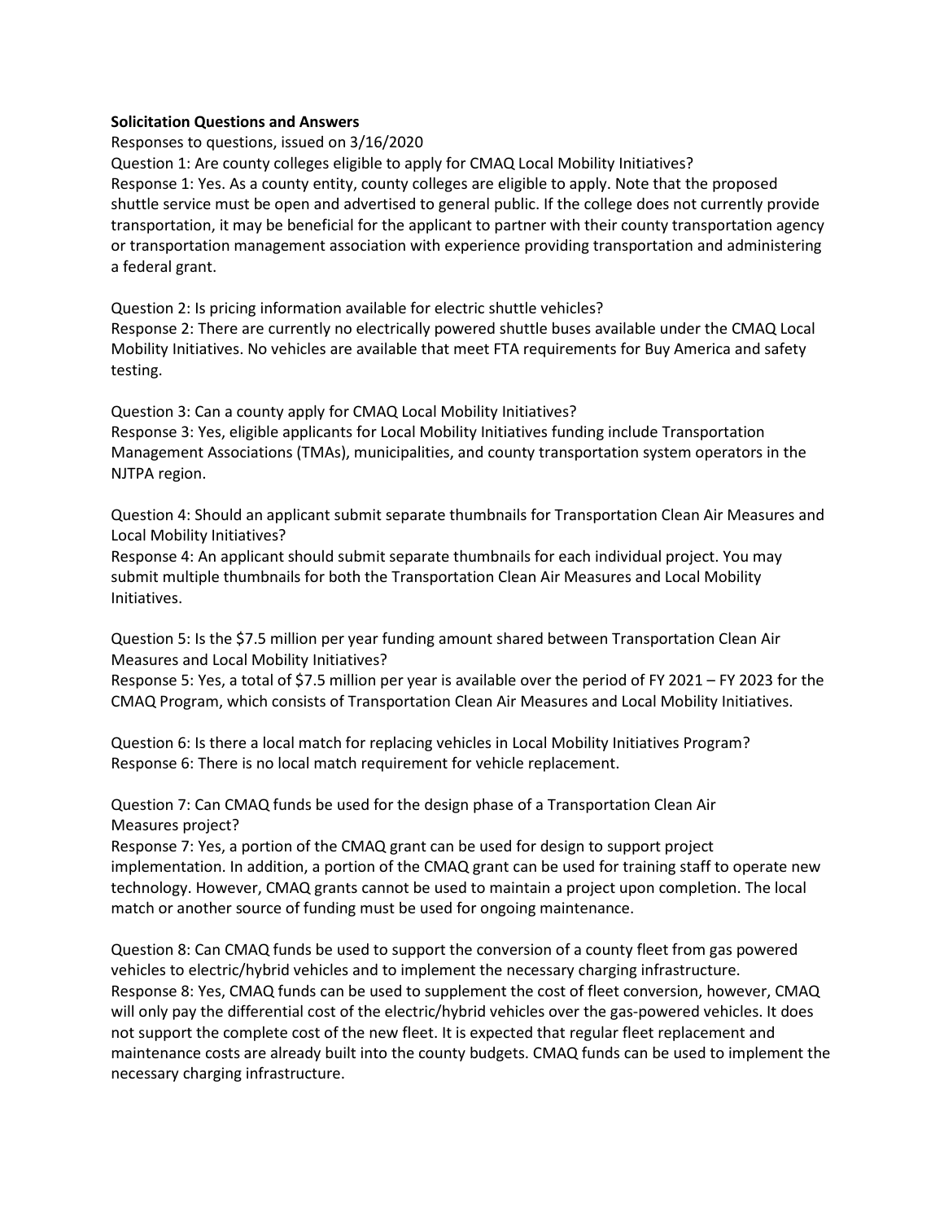**Solicitation Questions and Answers**

Responses to questions, issued on 3/16/2020

Question 1: Are county colleges eligible to apply for CMAQ Local Mobility Initiatives?

Response 1: Yes. As a county entity, county colleges are eligible to apply. Note that the proposed shuttle service must be open and advertised to general public. If the college does not currently provide transportation, it may be beneficial for the applicant to partner with their county transportation agency or transportation management association with experience providing transportation and administering a federal grant.

Question 2: Is pricing information available for electric shuttle vehicles?

Response 2: There are currently no electrically powered shuttle buses available under the CMAQ Local Mobility Initiatives. No vehicles are available that meet FTA requirements for Buy America and safety testing.

Question 3: Can a county apply for CMAQ Local Mobility Initiatives?

Response 3: Yes, eligible applicants for Local Mobility Initiatives funding include Transportation Management Associations (TMAs), municipalities, and county transportation system operators in the NJTPA region.

Question 4: Should an applicant submit separate thumbnails for Transportation Clean Air Measures and Local Mobility Initiatives?

Response 4: An applicant should submit separate thumbnails for each individual project. You may submit multiple thumbnails for both the Transportation Clean Air Measures and Local Mobility Initiatives.

Question 5: Is the $7.5 million per year funding amount shared between Transportation Clean Air Measures and Local Mobility Initiatives?

Response 5: Yes, a total of $7.5 million per year is available over the period of FY 2021 – FY 2023 for the CMAQ Program, which consists of Transportation Clean Air Measures and Local Mobility Initiatives.

Question 6: Is there a local match for replacing vehicles in Local Mobility Initiatives Program?

Response 6: There is no local match requirement for vehicle replacement.

Question 7: Can CMAQ funds be used for the design phase of a Transportation Clean Air Measures project?

Response 7: Yes, a portion of the CMAQ grant can be used for design to support project implementation. In addition, a portion of the CMAQ grant can be used for training staff to operate new technology. However, CMAQ grants cannot be used to maintain a project upon completion. The local match or another source of funding must be used for ongoing maintenance.

Question 8: Can CMAQ funds be used to support the conversion of a county fleet from gas powered vehicles to electric/hybrid vehicles and to implement the necessary charging infrastructure.

Response 8: Yes, CMAQ funds can be used to supplement the cost of fleet conversion, however, CMAQ will only pay the differential cost of the electric/hybrid vehicles over the gas-powered vehicles. It does not support the complete cost of the new fleet. It is expected that regular fleet replacement and maintenance costs are already built into the county budgets. CMAQ funds can be used to implement the necessary charging infrastructure.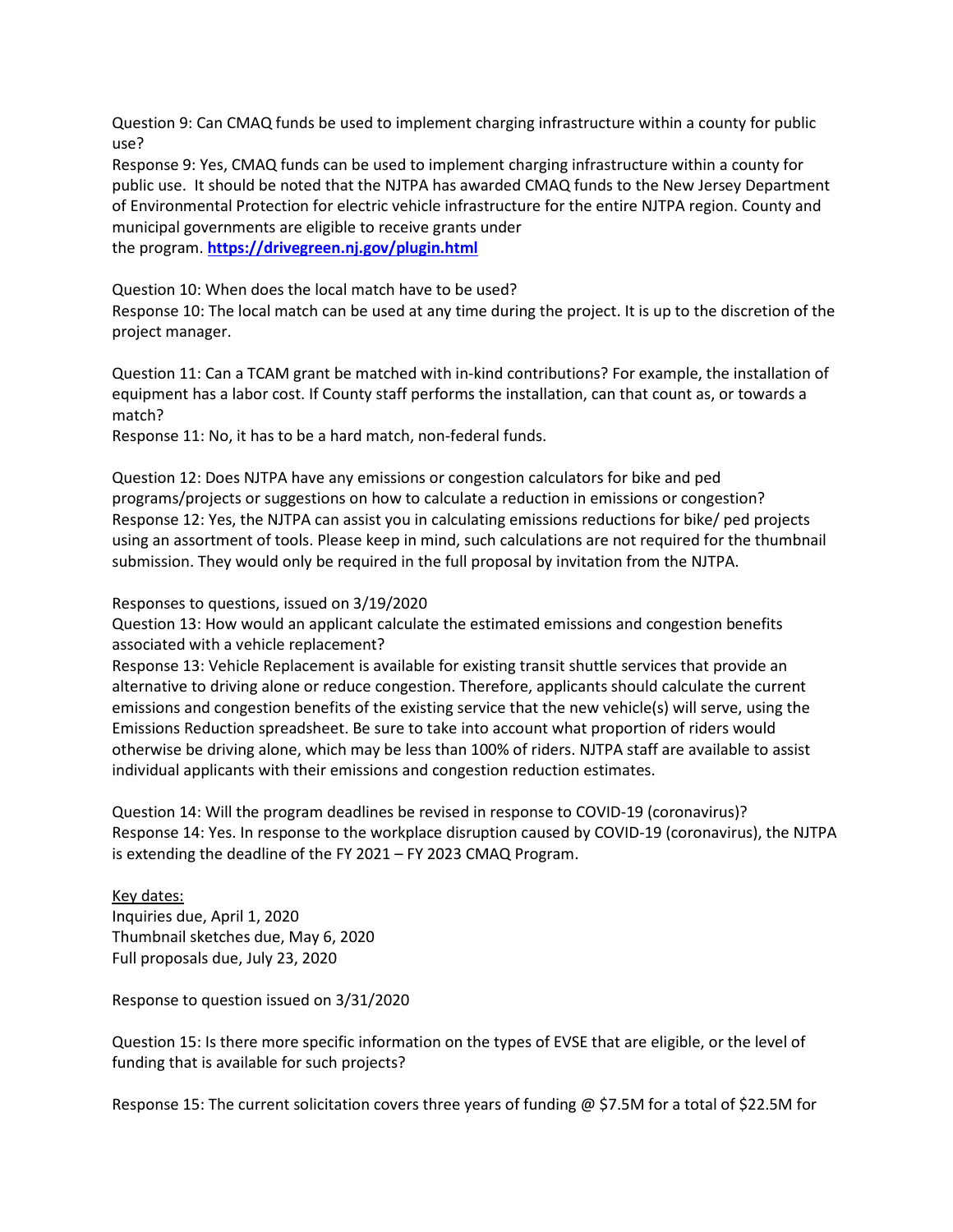Question 9: Can CMAQ funds be used to implement charging infrastructure within a county for public use?
Response 9: Yes, CMAQ funds can be used to implement charging infrastructure within a county for public use. It should be noted that the NJTPA has awarded CMAQ funds to the New Jersey Department of Environmental Protection for electric vehicle infrastructure for the entire NJTPA region. County and municipal governments are eligible to receive grants under the program. **https://drivegreen.nj.gov/plugin.html**

Question 10: When does the local match have to be used?
Response 10: The local match can be used at any time during the project. It is up to the discretion of the project manager.

Question 11: Can a TCAM grant be matched with in-kind contributions? For example, the installation of equipment has a labor cost. If County staff performs the installation, can that count as, or towards a match?
Response 11: No, it has to be a hard match, non-federal funds.

Question 12: Does NJTPA have any emissions or congestion calculators for bike and ped programs/projects or suggestions on how to calculate a reduction in emissions or congestion?
Response 12: Yes, the NJTPA can assist you in calculating emissions reductions for bike/ ped projects using an assortment of tools. Please keep in mind, such calculations are not required for the thumbnail submission. They would only be required in the full proposal by invitation from the NJTPA.

Responses to questions, issued on 3/19/2020
Question 13: How would an applicant calculate the estimated emissions and congestion benefits associated with a vehicle replacement?
Response 13: Vehicle Replacement is available for existing transit shuttle services that provide an alternative to driving alone or reduce congestion. Therefore, applicants should calculate the current emissions and congestion benefits of the existing service that the new vehicle(s) will serve, using the Emissions Reduction spreadsheet. Be sure to take into account what proportion of riders would otherwise be driving alone, which may be less than 100% of riders. NJTPA staff are available to assist individual applicants with their emissions and congestion reduction estimates.

Question 14: Will the program deadlines be revised in response to COVID-19 (coronavirus)?
Response 14: Yes. In response to the workplace disruption caused by COVID-19 (coronavirus), the NJTPA is extending the deadline of the FY 2021 – FY 2023 CMAQ Program.

<u>Key dates:</u>
Inquiries due, April 1, 2020
Thumbnail sketches due, May 6, 2020
Full proposals due, July 23, 2020

Response to question issued on 3/31/2020

Question 15: Is there more specific information on the types of EVSE that are eligible, or the level of funding that is available for such projects?

Response 15: The current solicitation covers three years of funding @ $7.5M for a total of $22.5M for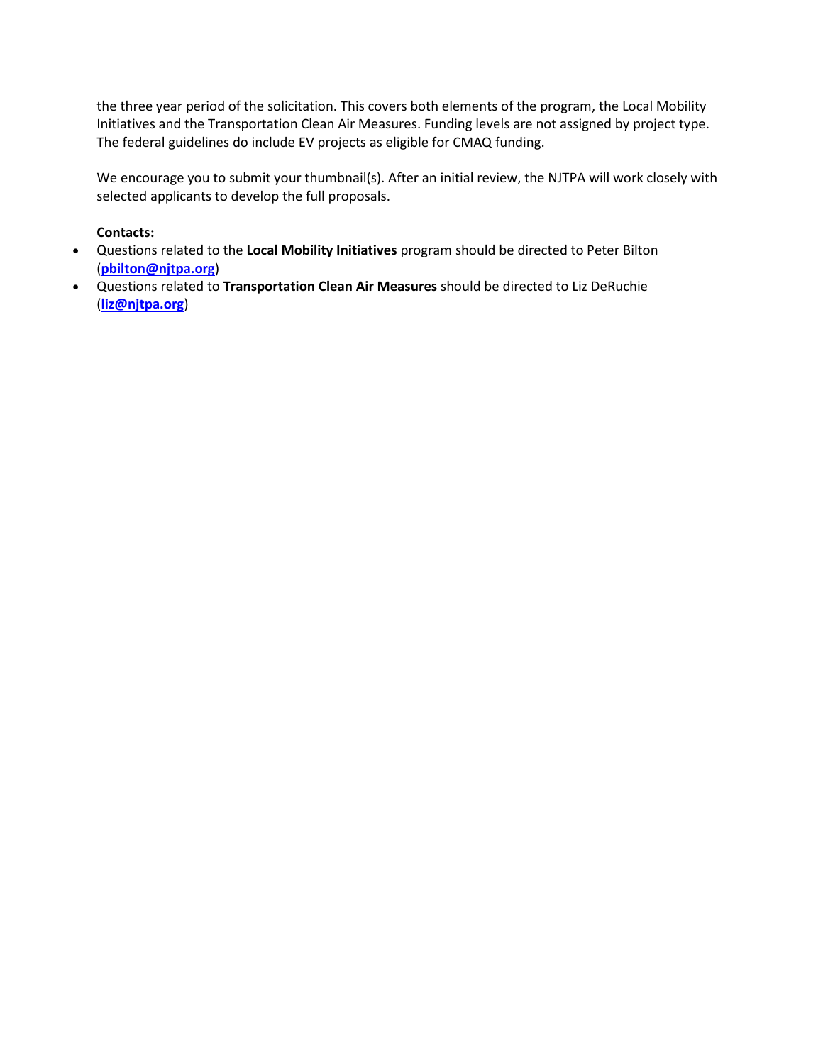the three year period of the solicitation. This covers both elements of the program, the Local Mobility Initiatives and the Transportation Clean Air Measures. Funding levels are not assigned by project type. The federal guidelines do include EV projects as eligible for CMAQ funding.

We encourage you to submit your thumbnail(s). After an initial review, the NJTPA will work closely with selected applicants to develop the full proposals.

**Contacts:**

- Questions related to the **Local Mobility Initiatives** program should be directed to Peter Bilton (**pbilton@njtpa.org**)
- Questions related to **Transportation Clean Air Measures** should be directed to Liz DeRuchie (**liz@njtpa.org**)